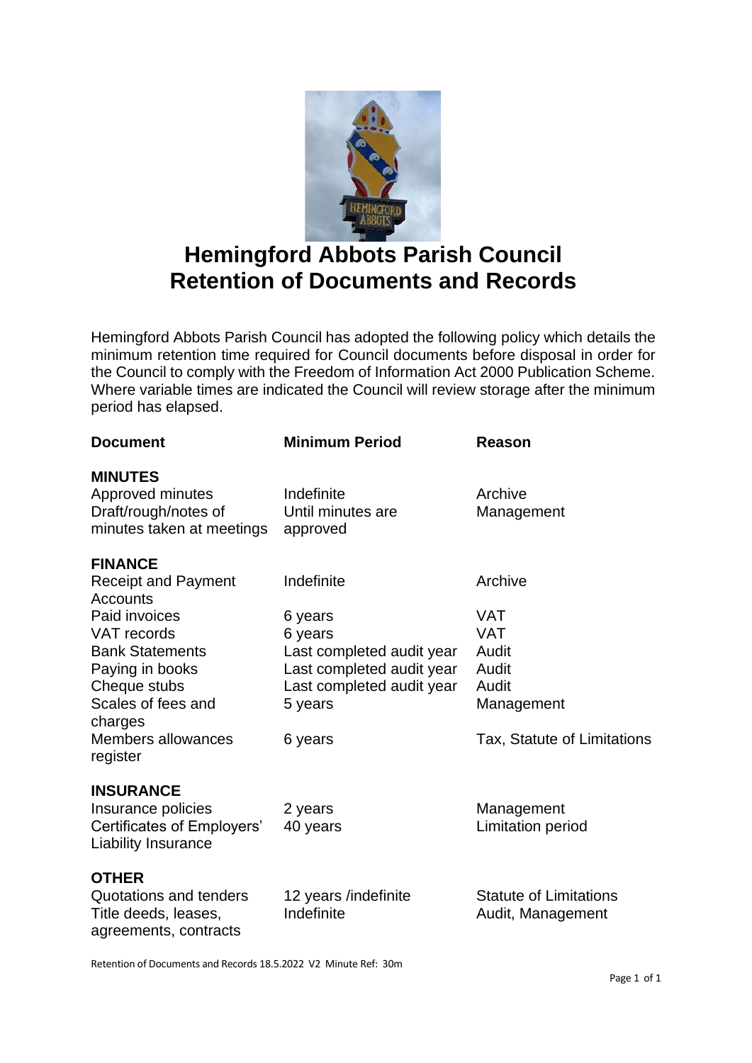# Hemingford Abbots Parish Council
# Retention of Documents and Records

Hemingford Abbots Parish Council has adopted the following policy which details the minimum retention time required for Council documents before disposal in order for the Council to comply with the Freedom of Information Act 2000 Publication Scheme. Where variable times are indicated the Council will review storage after the minimum period has elapsed.

| Document | Minimum Period | Reason |
|---|---|---|
| **MINUTES** | | |
| Approved minutes | Indefinite | Archive |
| Draft/rough/notes of minutes taken at meetings | Until minutes are approved | Management |
| **FINANCE** | | |
| Receipt and Payment Accounts | Indefinite | Archive |
| Paid invoices | 6 years | VAT |
| VAT records | 6 years | VAT |
| Bank Statements | Last completed audit year | Audit |
| Paying in books | Last completed audit year | Audit |
| Cheque stubs | Last completed audit year | Audit |
| Scales of fees and charges | 5 years | Management |
| Members allowances register | 6 years | Tax, Statute of Limitations |
| **INSURANCE** | | |
| Insurance policies | 2 years | Management |
| Certificates of Employers' Liability Insurance | 40 years | Limitation period |
| **OTHER** | | |
| Quotations and tenders | 12 years /indefinite | Statute of Limitations |
| Title deeds, leases, agreements, contracts | Indefinite | Audit, Management |

Retention of Documents and Records 18.5.2022 V2 Minute Ref: 30m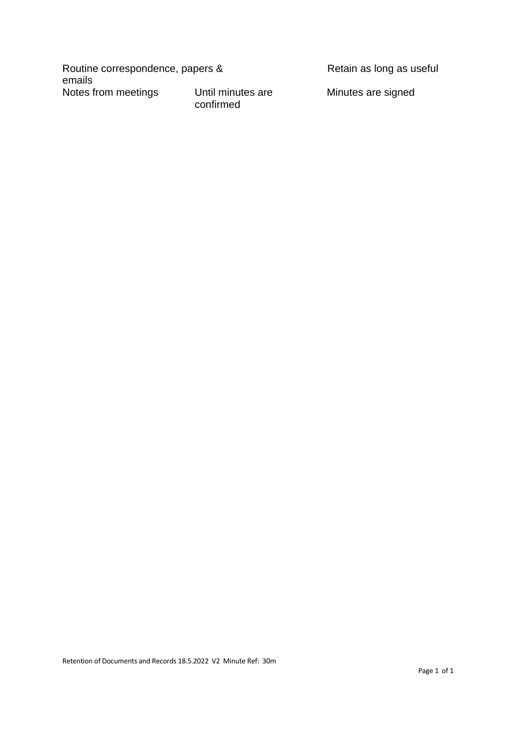| | | |
|---|---|---|
| Routine correspondence, papers & emails | | Retain as long as useful |
| Notes from meetings | Until minutes are confirmed | Minutes are signed |

Retention of Documents and Records 18.5.2022 V2 Minute Ref: 30m